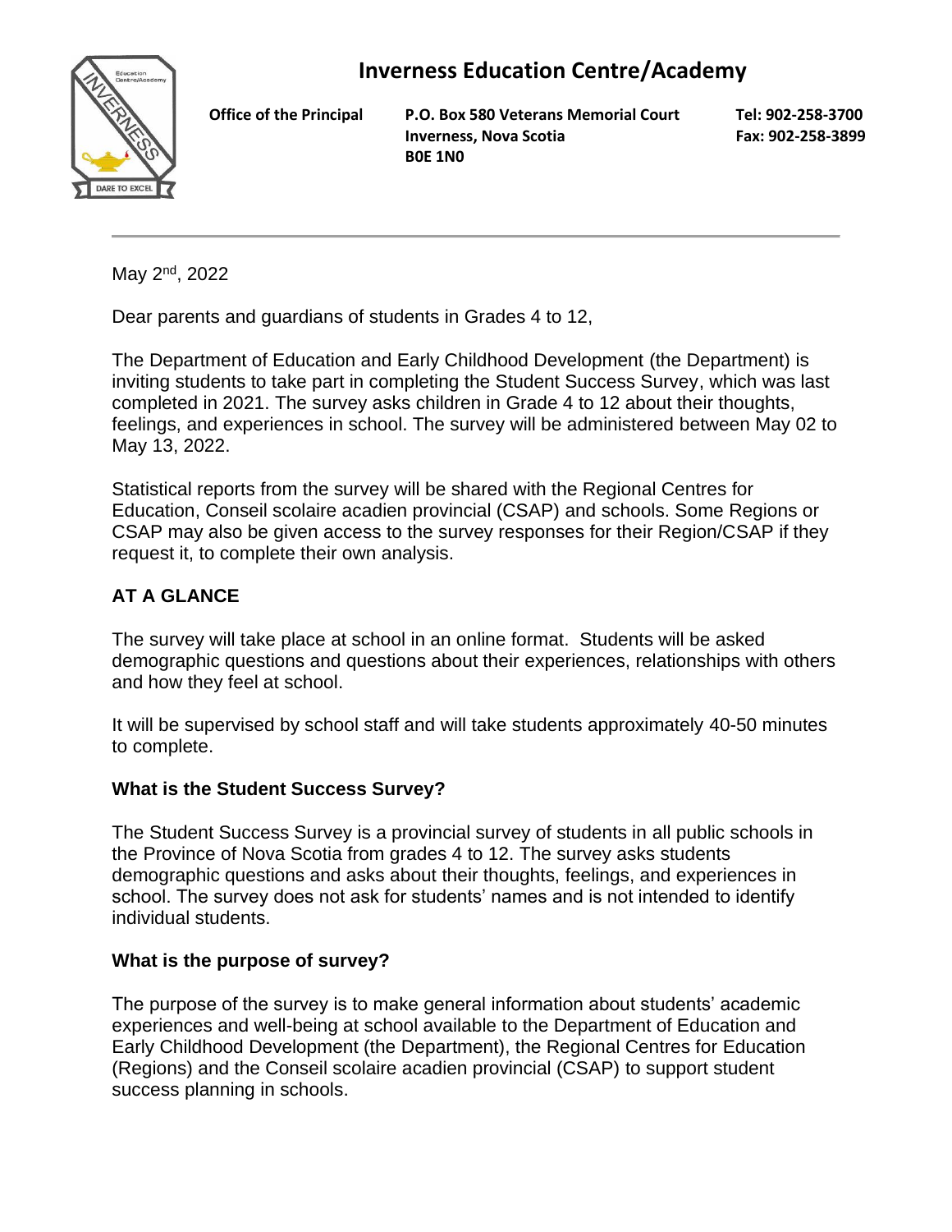# Inverness Education Centre/Academy

**Office of the Principal**

**P.O. Box 580 Veterans Memorial Court**
**Inverness, Nova Scotia**
**B0E 1N0**

**Tel: 902-258-3700**
**Fax: 902-258-3899**

---

May 2nd, 2022

Dear parents and guardians of students in Grades 4 to 12,

The Department of Education and Early Childhood Development (the Department) is inviting students to take part in completing the Student Success Survey, which was last completed in 2021. The survey asks children in Grade 4 to 12 about their thoughts, feelings, and experiences in school. The survey will be administered between May 02 to May 13, 2022.

Statistical reports from the survey will be shared with the Regional Centres for Education, Conseil scolaire acadien provincial (CSAP) and schools. Some Regions or CSAP may also be given access to the survey responses for their Region/CSAP if they request it, to complete their own analysis.

## AT A GLANCE

The survey will take place at school in an online format. Students will be asked demographic questions and questions about their experiences, relationships with others and how they feel at school.

It will be supervised by school staff and will take students approximately 40-50 minutes to complete.

### What is the Student Success Survey?

The Student Success Survey is a provincial survey of students in all public schools in the Province of Nova Scotia from grades 4 to 12. The survey asks students demographic questions and asks about their thoughts, feelings, and experiences in school. The survey does not ask for students' names and is not intended to identify individual students.

### What is the purpose of survey?

The purpose of the survey is to make general information about students' academic experiences and well-being at school available to the Department of Education and Early Childhood Development (the Department), the Regional Centres for Education (Regions) and the Conseil scolaire acadien provincial (CSAP) to support student success planning in schools.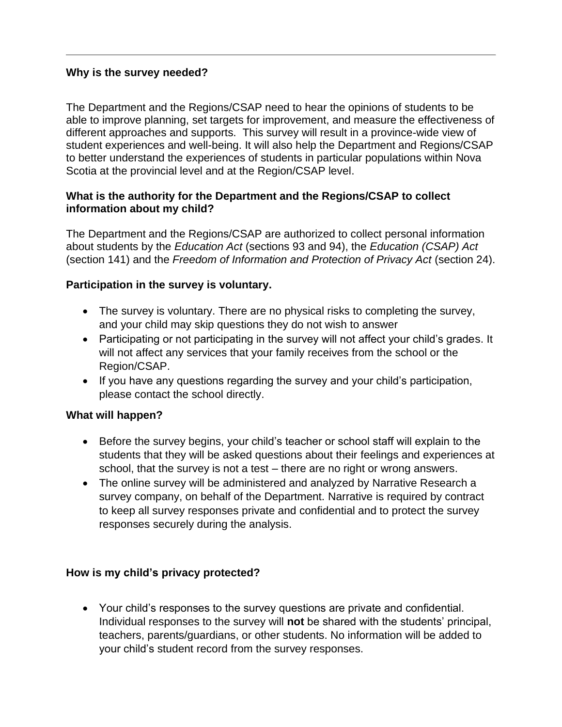**Why is the survey needed?**

The Department and the Regions/CSAP need to hear the opinions of students to be able to improve planning, set targets for improvement, and measure the effectiveness of different approaches and supports. This survey will result in a province-wide view of student experiences and well-being. It will also help the Department and Regions/CSAP to better understand the experiences of students in particular populations within Nova Scotia at the provincial level and at the Region/CSAP level.

**What is the authority for the Department and the Regions/CSAP to collect information about my child?**

The Department and the Regions/CSAP are authorized to collect personal information about students by the *Education Act* (sections 93 and 94), the *Education (CSAP) Act* (section 141) and the *Freedom of Information and Protection of Privacy Act* (section 24).

**Participation in the survey is voluntary.**

- The survey is voluntary. There are no physical risks to completing the survey, and your child may skip questions they do not wish to answer
- Participating or not participating in the survey will not affect your child's grades. It will not affect any services that your family receives from the school or the Region/CSAP.
- If you have any questions regarding the survey and your child's participation, please contact the school directly.

**What will happen?**

- Before the survey begins, your child's teacher or school staff will explain to the students that they will be asked questions about their feelings and experiences at school, that the survey is not a test – there are no right or wrong answers.
- The online survey will be administered and analyzed by Narrative Research a survey company, on behalf of the Department. Narrative is required by contract to keep all survey responses private and confidential and to protect the survey responses securely during the analysis.

**How is my child's privacy protected?**

- Your child's responses to the survey questions are private and confidential. Individual responses to the survey will **not** be shared with the students' principal, teachers, parents/guardians, or other students. No information will be added to your child's student record from the survey responses.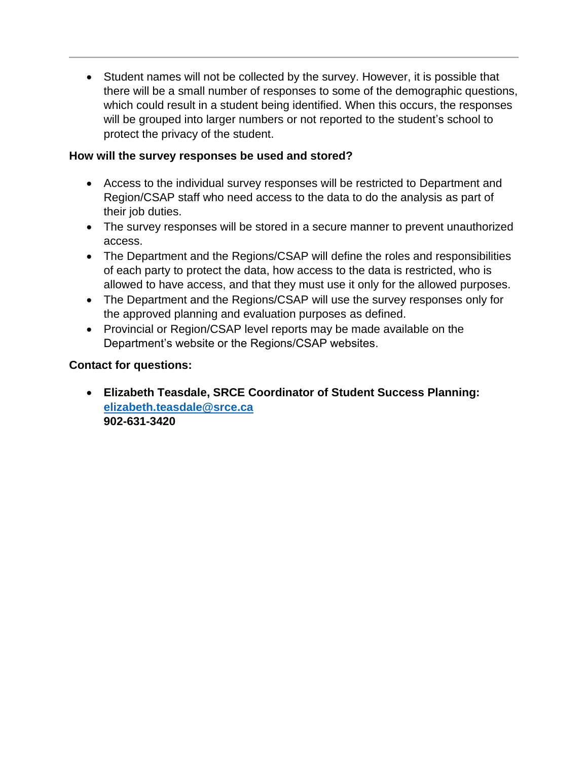- Student names will not be collected by the survey. However, it is possible that there will be a small number of responses to some of the demographic questions, which could result in a student being identified. When this occurs, the responses will be grouped into larger numbers or not reported to the student's school to protect the privacy of the student.

**How will the survey responses be used and stored?**

- Access to the individual survey responses will be restricted to Department and Region/CSAP staff who need access to the data to do the analysis as part of their job duties.
- The survey responses will be stored in a secure manner to prevent unauthorized access.
- The Department and the Regions/CSAP will define the roles and responsibilities of each party to protect the data, how access to the data is restricted, who is allowed to have access, and that they must use it only for the allowed purposes.
- The Department and the Regions/CSAP will use the survey responses only for the approved planning and evaluation purposes as defined.
- Provincial or Region/CSAP level reports may be made available on the Department's website or the Regions/CSAP websites.

**Contact for questions:**

- **Elizabeth Teasdale, SRCE Coordinator of Student Success Planning:**
  **elizabeth.teasdale@srce.ca**
  **902-631-3420**